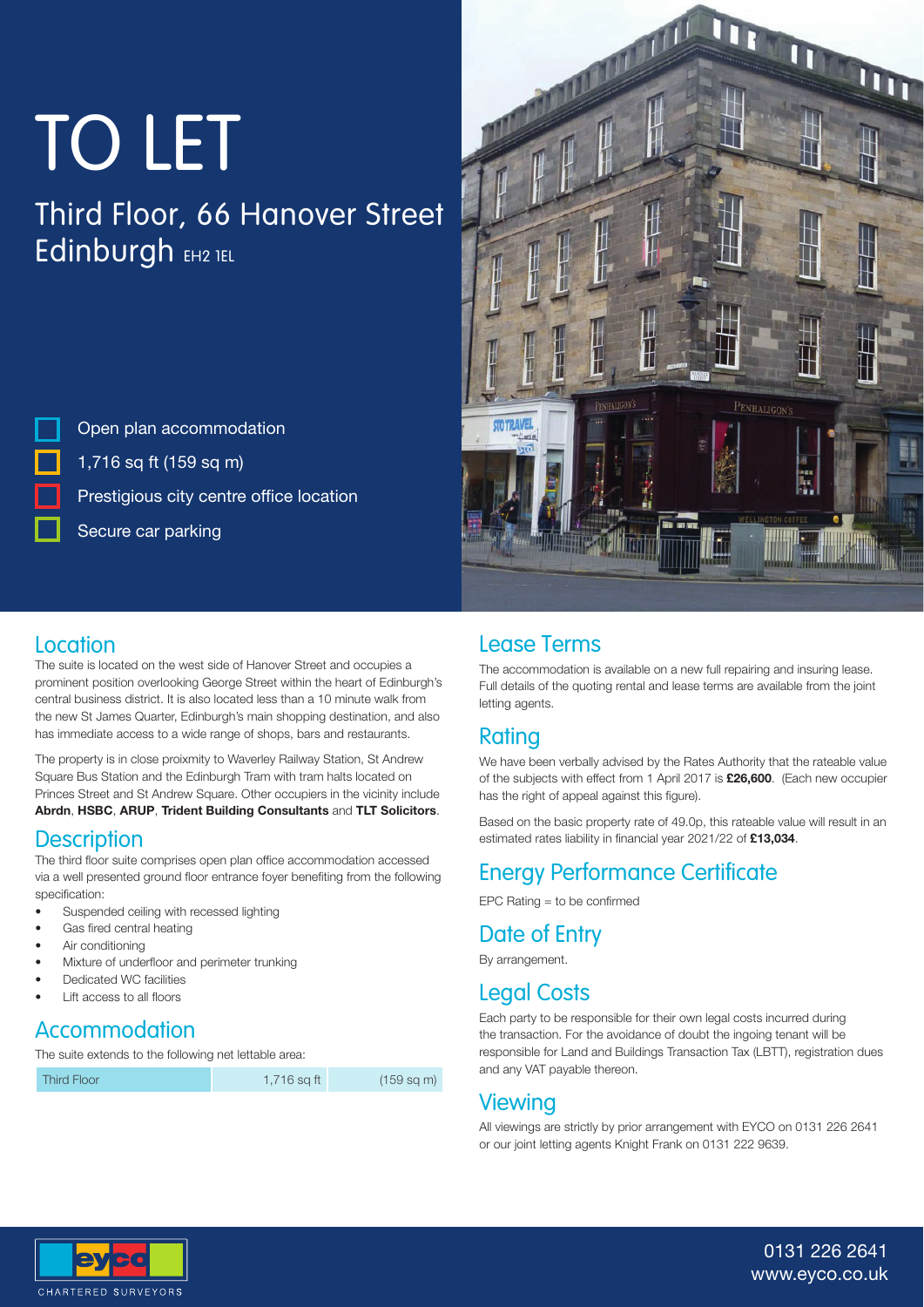# TO LET

## Third Floor, 66 Hanover Street Edinburgh EH2 1EL

- Open plan accommodation
- 1,716 sq ft (159 sq m)
- Prestigious city centre office location
- Secure car parking

## Location

The suite is located on the west side of Hanover Street and occupies a prominent position overlooking George Street within the heart of Edinburgh's central business district. It is also located less than a 10 minute walk from the new St James Quarter, Edinburgh's main shopping destination, and also has immediate access to a wide range of shops, bars and restaurants.

The property is in close proixmity to Waverley Railway Station, St Andrew Square Bus Station and the Edinburgh Tram with tram halts located on Princes Street and St Andrew Square. Other occupiers in the vicinity include **Abrdn**, **HSBC**, **ARUP**, **Trident Building Consultants** and **TLT Solicitors**.

## Description

The third floor suite comprises open plan office accommodation accessed via a well presented ground floor entrance foyer benefiting from the following specification:

- Suspended ceiling with recessed lighting
- Gas fired central heating
- Air conditioning
- Mixture of underfloor and perimeter trunking
- Dedicated WC facilities
- Lift access to all floors

## Accommodation

The suite extends to the following net lettable area:

| Third Floor | 1,716 sq ft | (159 sq m) |
|---|---|---|

## Lease Terms

The accommodation is available on a new full repairing and insuring lease. Full details of the quoting rental and lease terms are available from the joint letting agents.

## Rating

We have been verbally advised by the Rates Authority that the rateable value of the subjects with effect from 1 April 2017 is **£26,600**. (Each new occupier has the right of appeal against this figure).

Based on the basic property rate of 49.0p, this rateable value will result in an estimated rates liability in financial year 2021/22 of **£13,034**.

## Energy Performance Certificate

EPC Rating = to be confirmed

## Date of Entry

By arrangement.

## Legal Costs

Each party to be responsible for their own legal costs incurred during the transaction. For the avoidance of doubt the ingoing tenant will be responsible for Land and Buildings Transaction Tax (LBTT), registration dues and any VAT payable thereon.

## Viewing

All viewings are strictly by prior arrangement with EYCO on 0131 226 2641 or our joint letting agents Knight Frank on 0131 222 9639.

eyco CHARTERED SURVEYORS

0131 226 2641
www.eyco.co.uk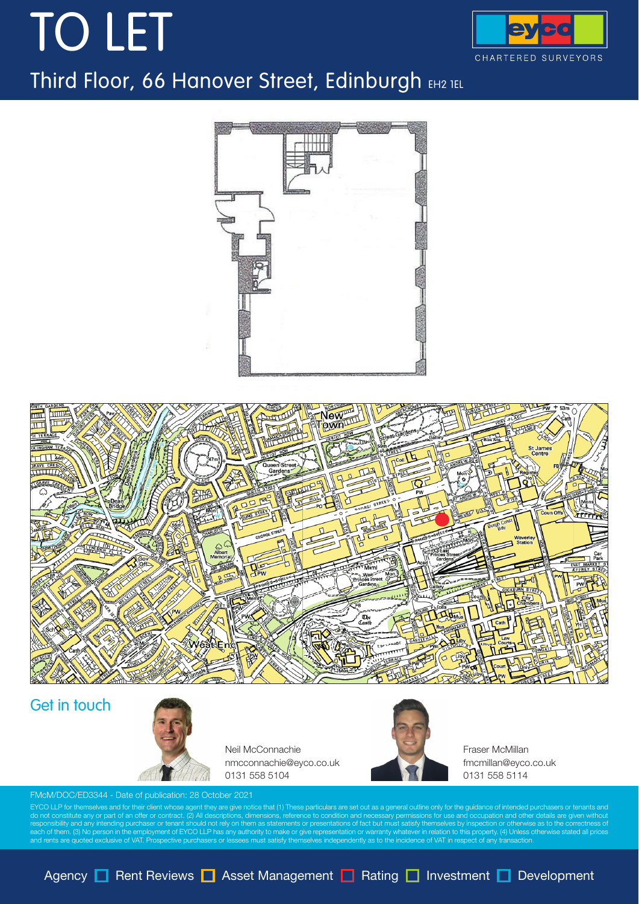# TO LET

CHARTERED SURVEYORS

## Third Floor, 66 Hanover Street, Edinburgh EH2 1EL

## Get in touch

Neil McConnachie
nmcconnachie@eyco.co.uk
0131 558 5104

Fraser McMillan
fmcmillan@eyco.co.uk
0131 558 5114

FMcM/DOC/ED3344 - Date of publication: 28 October 2021

EYCO LLP for themselves and for their client whose agent they are give notice that (1) These particulars are set out as a general outline only for the guidance of intended purchasers or tenants and do not constitute any or part of an offer or contract. (2) All descriptions, dimensions, reference to condition and necessary permissions for use and occupation and other details are given without responsibility and any intending purchaser or tenant should not rely on them as statements or presentations of fact but must satisfy themselves by inspection or otherwise as to the correctness of each of them. (3) No person in the employment of EYCO LLP has any authority to make or give representation or warranty whatever in relation to this property. (4) Unless otherwise stated all prices and rents are quoted exclusive of VAT. Prospective purchasers or lessees must satisfy themselves independently as to the incidence of VAT in respect of any transaction.

Agency | Rent Reviews | Asset Management | Rating | Investment | Development